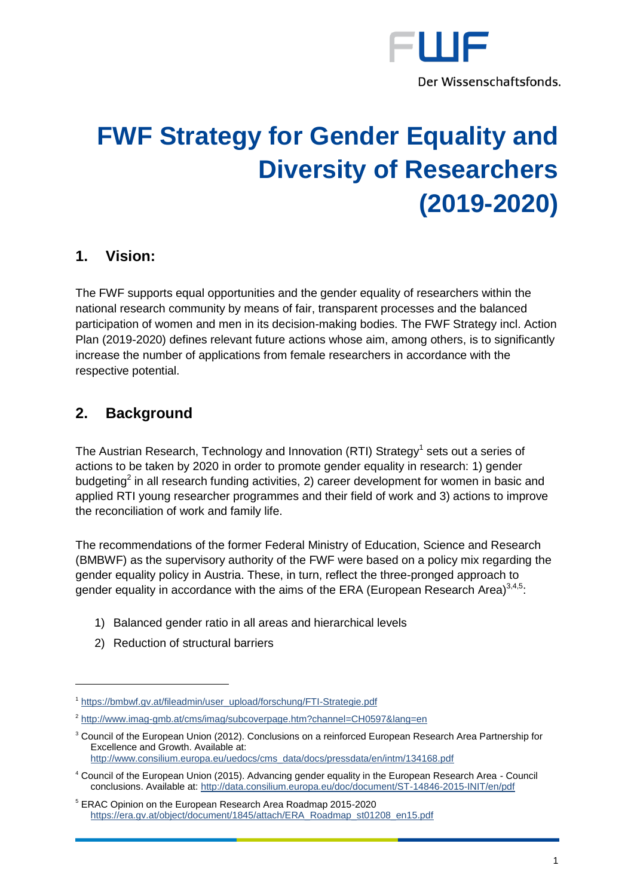# FWF Strategy for Gender Equality and Diversity of Researchers (2019-2020)

## 1. Vision:

The FWF supports equal opportunities and the gender equality of researchers within the national research community by means of fair, transparent processes and the balanced participation of women and men in its decision-making bodies. The FWF Strategy incl. Action Plan (2019-2020) defines relevant future actions whose aim, among others, is to significantly increase the number of applications from female researchers in accordance with the respective potential.

## 2. Background

The Austrian Research, Technology and Innovation (RTI) Strategy[1] sets out a series of actions to be taken by 2020 in order to promote gender equality in research: 1) gender budgeting[2] in all research funding activities, 2) career development for women in basic and applied RTI young researcher programmes and their field of work and 3) actions to improve the reconciliation of work and family life.

The recommendations of the former Federal Ministry of Education, Science and Research (BMBWF) as the supervisory authority of the FWF were based on a policy mix regarding the gender equality policy in Austria. These, in turn, reflect the three-pronged approach to gender equality in accordance with the aims of the ERA (European Research Area)[3,4,5]:

1) Balanced gender ratio in all areas and hierarchical levels
2) Reduction of structural barriers

---

[1] https://bmbwf.gv.at/fileadmin/user_upload/forschung/FTI-Strategie.pdf

[2] http://www.imag-gmb.at/cms/imag/subcoverpage.htm?channel=CH0597&lang=en

[3] Council of the European Union (2012). Conclusions on a reinforced European Research Area Partnership for Excellence and Growth. Available at: http://www.consilium.europa.eu/uedocs/cms_data/docs/pressdata/en/intm/134168.pdf

[4] Council of the European Union (2015). Advancing gender equality in the European Research Area - Council conclusions. Available at: http://data.consilium.europa.eu/doc/document/ST-14846-2015-INIT/en/pdf

[5] ERAC Opinion on the European Research Area Roadmap 2015-2020 https://era.gv.at/object/document/1845/attach/ERA_Roadmap_st01208_en15.pdf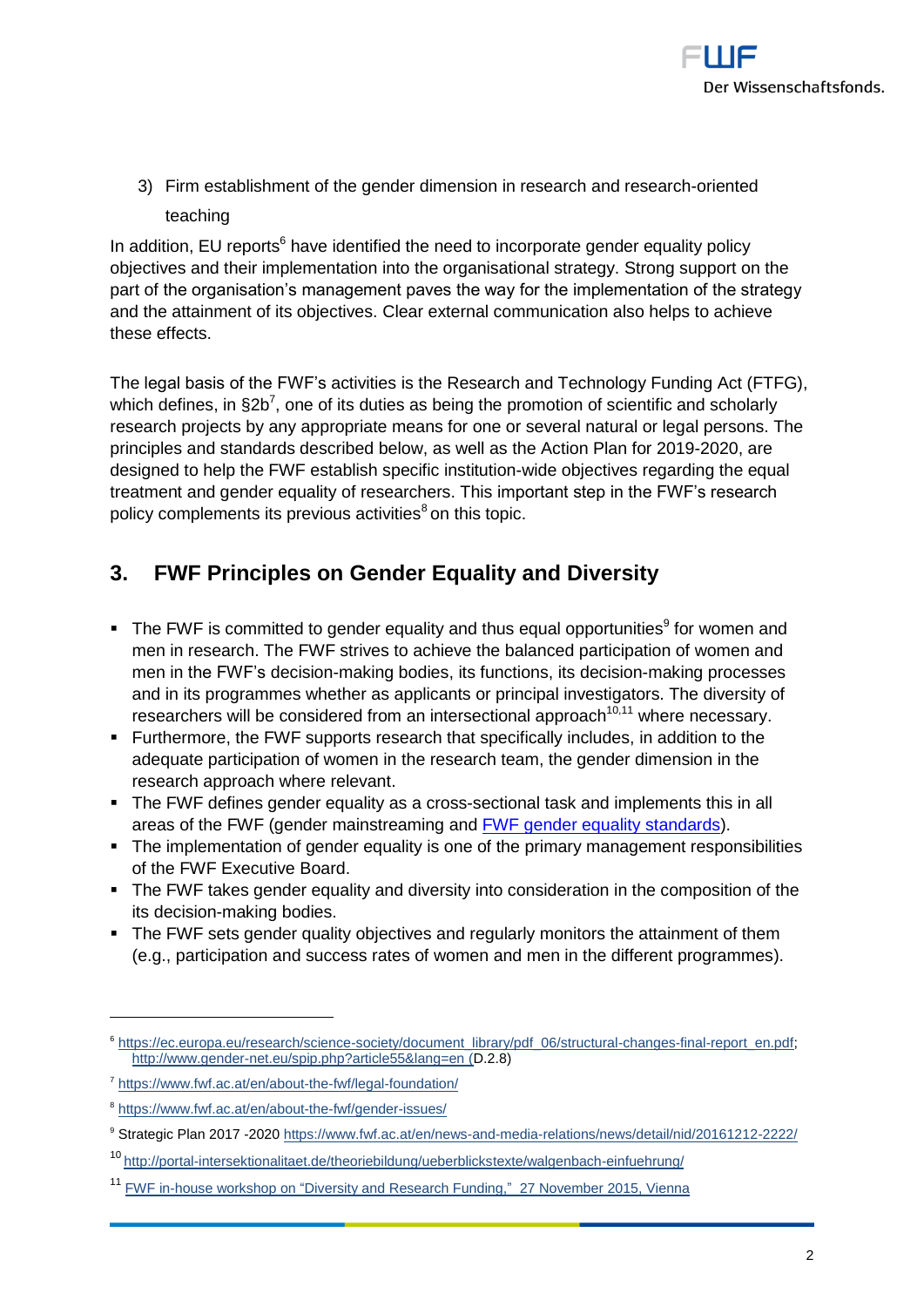3) Firm establishment of the gender dimension in research and research-oriented teaching

In addition, EU reports[6] have identified the need to incorporate gender equality policy objectives and their implementation into the organisational strategy. Strong support on the part of the organisation's management paves the way for the implementation of the strategy and the attainment of its objectives. Clear external communication also helps to achieve these effects.

The legal basis of the FWF's activities is the Research and Technology Funding Act (FTFG), which defines, in §2b[7], one of its duties as being the promotion of scientific and scholarly research projects by any appropriate means for one or several natural or legal persons. The principles and standards described below, as well as the Action Plan for 2019-2020, are designed to help the FWF establish specific institution-wide objectives regarding the equal treatment and gender equality of researchers. This important step in the FWF's research policy complements its previous activities[8] on this topic.

## 3. FWF Principles on Gender Equality and Diversity

- The FWF is committed to gender equality and thus equal opportunities[9] for women and men in research. The FWF strives to achieve the balanced participation of women and men in the FWF's decision-making bodies, its functions, its decision-making processes and in its programmes whether as applicants or principal investigators. The diversity of researchers will be considered from an intersectional approach[10,11] where necessary.
- Furthermore, the FWF supports research that specifically includes, in addition to the adequate participation of women in the research team, the gender dimension in the research approach where relevant.
- The FWF defines gender equality as a cross-sectional task and implements this in all areas of the FWF (gender mainstreaming and FWF gender equality standards).
- The implementation of gender equality is one of the primary management responsibilities of the FWF Executive Board.
- The FWF takes gender equality and diversity into consideration in the composition of the its decision-making bodies.
- The FWF sets gender quality objectives and regularly monitors the attainment of them (e.g., participation and success rates of women and men in the different programmes).

---

[6] https://ec.europa.eu/research/science-society/document_library/pdf_06/structural-changes-final-report_en.pdf; http://www.gender-net.eu/spip.php?article55&lang=en (D.2.8)

[7] https://www.fwf.ac.at/en/about-the-fwf/legal-foundation/

[8] https://www.fwf.ac.at/en/about-the-fwf/gender-issues/

[9] Strategic Plan 2017 -2020 https://www.fwf.ac.at/en/news-and-media-relations/news/detail/nid/20161212-2222/

[10] http://portal-intersektionalitaet.de/theoriebildung/ueberblickstexte/walgenbach-einfuehrung/

[11] FWF in-house workshop on "Diversity and Research Funding," 27 November 2015, Vienna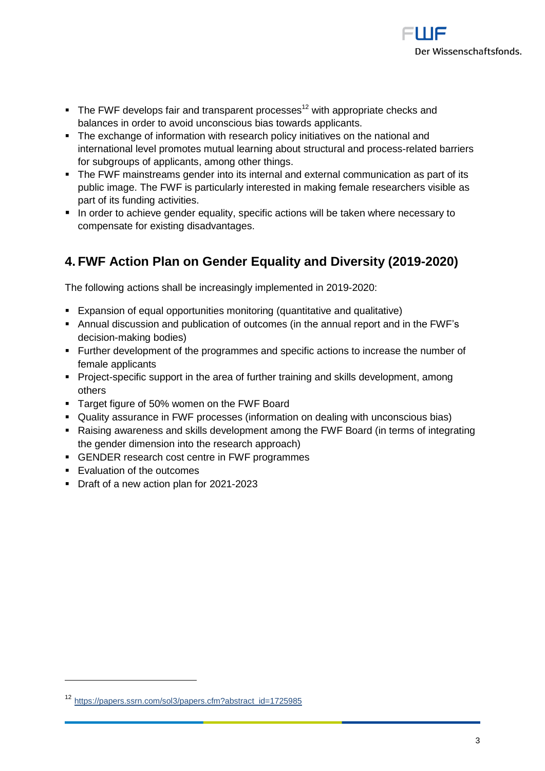- The FWF develops fair and transparent processes[12] with appropriate checks and balances in order to avoid unconscious bias towards applicants.
- The exchange of information with research policy initiatives on the national and international level promotes mutual learning about structural and process-related barriers for subgroups of applicants, among other things.
- The FWF mainstreams gender into its internal and external communication as part of its public image. The FWF is particularly interested in making female researchers visible as part of its funding activities.
- In order to achieve gender equality, specific actions will be taken where necessary to compensate for existing disadvantages.

## 4. FWF Action Plan on Gender Equality and Diversity (2019-2020)

The following actions shall be increasingly implemented in 2019-2020:

- Expansion of equal opportunities monitoring (quantitative and qualitative)
- Annual discussion and publication of outcomes (in the annual report and in the FWF's decision-making bodies)
- Further development of the programmes and specific actions to increase the number of female applicants
- Project-specific support in the area of further training and skills development, among others
- Target figure of 50% women on the FWF Board
- Quality assurance in FWF processes (information on dealing with unconscious bias)
- Raising awareness and skills development among the FWF Board (in terms of integrating the gender dimension into the research approach)
- GENDER research cost centre in FWF programmes
- Evaluation of the outcomes
- Draft of a new action plan for 2021-2023

---

[12] https://papers.ssrn.com/sol3/papers.cfm?abstract_id=1725985